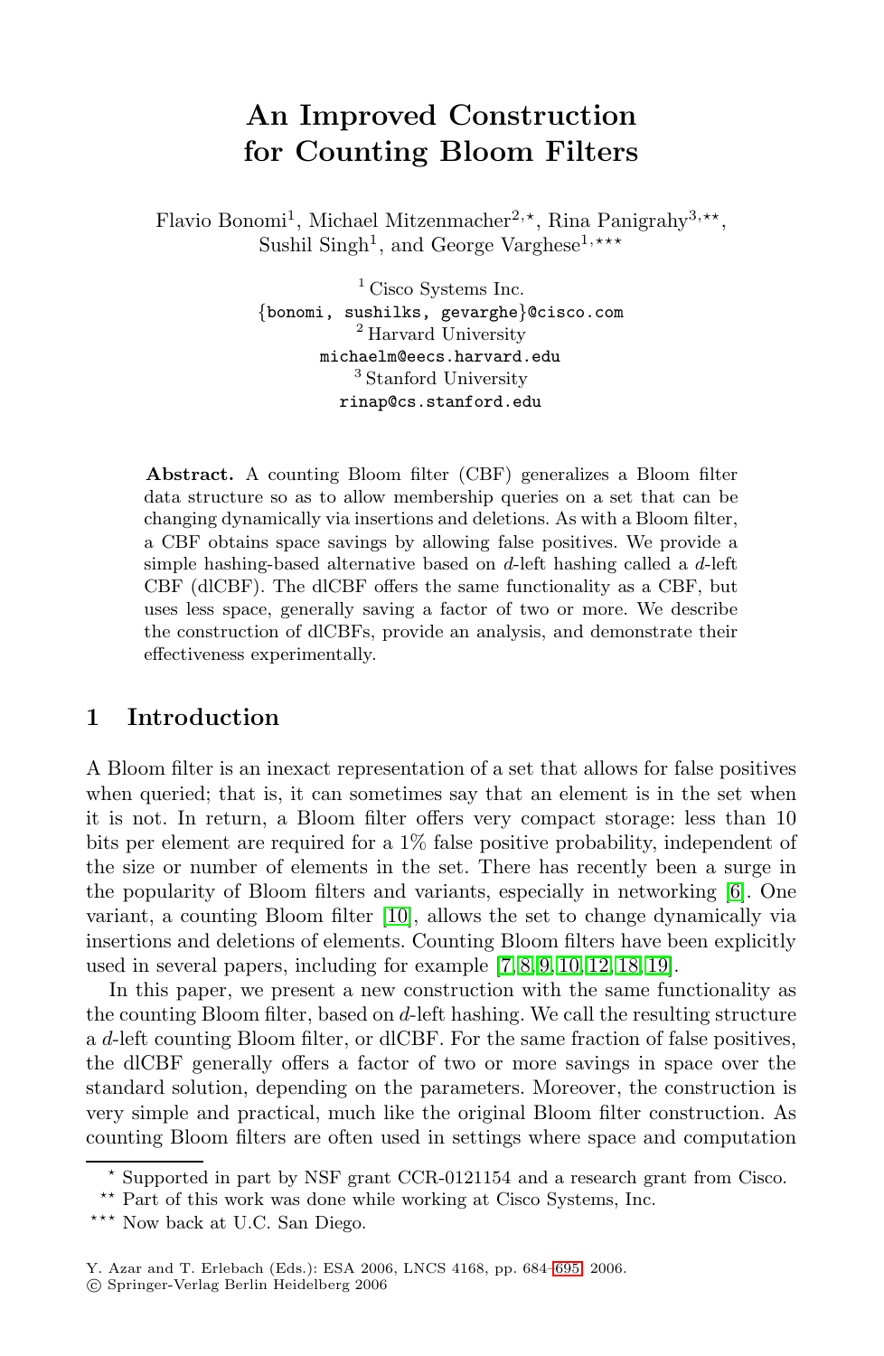# An Improved Construction for Counting Bloom Filters

Flavio Bonomi[1], Michael Mitzenmacher[2,⋆], Rina Panigrahy[3,⋆⋆], Sushil Singh[1], and George Varghese[1,⋆⋆⋆]

[1] Cisco Systems Inc.
{bonomi, sushilks, gevarghe}@cisco.com
[2] Harvard University
michaelm@eecs.harvard.edu
[3] Stanford University
rinap@cs.stanford.edu

**Abstract.** A counting Bloom filter (CBF) generalizes a Bloom filter data structure so as to allow membership queries on a set that can be changing dynamically via insertions and deletions. As with a Bloom filter, a CBF obtains space savings by allowing false positives. We provide a simple hashing-based alternative based on *d*-left hashing called a *d*-left CBF (dlCBF). The dlCBF offers the same functionality as a CBF, but uses less space, generally saving a factor of two or more. We describe the construction of dlCBFs, provide an analysis, and demonstrate their effectiveness experimentally.

## 1 Introduction

A Bloom filter is an inexact representation of a set that allows for false positives when queried; that is, it can sometimes say that an element is in the set when it is not. In return, a Bloom filter offers very compact storage: less than 10 bits per element are required for a 1% false positive probability, independent of the size or number of elements in the set. There has recently been a surge in the popularity of Bloom filters and variants, especially in networking [6]. One variant, a counting Bloom filter [10], allows the set to change dynamically via insertions and deletions of elements. Counting Bloom filters have been explicitly used in several papers, including for example [7,8,9,10,12,18,19].

In this paper, we present a new construction with the same functionality as the counting Bloom filter, based on *d*-left hashing. We call the resulting structure a *d*-left counting Bloom filter, or dlCBF. For the same fraction of false positives, the dlCBF generally offers a factor of two or more savings in space over the standard solution, depending on the parameters. Moreover, the construction is very simple and practical, much like the original Bloom filter construction. As counting Bloom filters are often used in settings where space and computation

⋆ Supported in part by NSF grant CCR-0121154 and a research grant from Cisco.
⋆⋆ Part of this work was done while working at Cisco Systems, Inc.
⋆⋆⋆ Now back at U.C. San Diego.

Y. Azar and T. Erlebach (Eds.): ESA 2006, LNCS 4168, pp. 684–695, 2006.
© Springer-Verlag Berlin Heidelberg 2006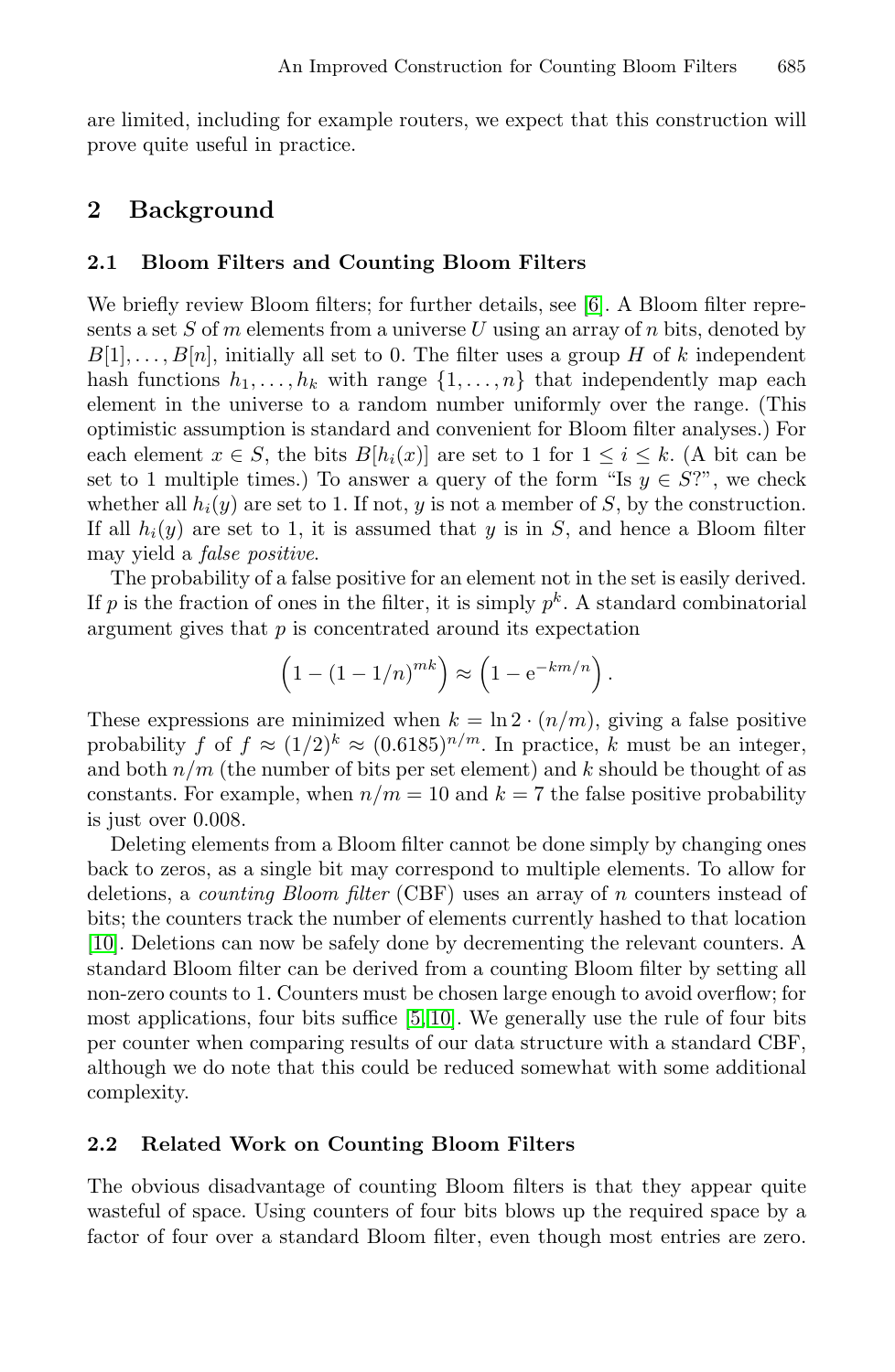are limited, including for example routers, we expect that this construction will prove quite useful in practice.

## 2 Background

### 2.1 Bloom Filters and Counting Bloom Filters

We briefly review Bloom filters; for further details, see [6]. A Bloom filter represents a set $S$ of $m$ elements from a universe $U$ using an array of $n$ bits, denoted by $B[1], \ldots, B[n]$, initially all set to 0. The filter uses a group $H$ of $k$ independent hash functions $h_1, \ldots, h_k$ with range $\{1, \ldots, n\}$ that independently map each element in the universe to a random number uniformly over the range. (This optimistic assumption is standard and convenient for Bloom filter analyses.) For each element $x \in S$, the bits $B[h_i(x)]$ are set to 1 for $1 \leq i \leq k$. (A bit can be set to 1 multiple times.) To answer a query of the form "Is $y \in S$?", we check whether all $h_i(y)$ are set to 1. If not, $y$ is not a member of $S$, by the construction. If all $h_i(y)$ are set to 1, it is assumed that $y$ is in $S$, and hence a Bloom filter may yield a *false positive*.

The probability of a false positive for an element not in the set is easily derived. If $p$ is the fraction of ones in the filter, it is simply $p^k$. A standard combinatorial argument gives that $p$ is concentrated around its expectation

$$\left(1 - (1 - 1/n)^{mk}\right) \approx \left(1 - \mathrm{e}^{-km/n}\right).$$

These expressions are minimized when $k = \ln 2 \cdot (n/m)$, giving a false positive probability $f$ of $f \approx (1/2)^k \approx (0.6185)^{n/m}$. In practice, $k$ must be an integer, and both $n/m$ (the number of bits per set element) and $k$ should be thought of as constants. For example, when $n/m = 10$ and $k = 7$ the false positive probability is just over 0.008.

Deleting elements from a Bloom filter cannot be done simply by changing ones back to zeros, as a single bit may correspond to multiple elements. To allow for deletions, a *counting Bloom filter* (CBF) uses an array of $n$ counters instead of bits; the counters track the number of elements currently hashed to that location [10]. Deletions can now be safely done by decrementing the relevant counters. A standard Bloom filter can be derived from a counting Bloom filter by setting all non-zero counts to 1. Counters must be chosen large enough to avoid overflow; for most applications, four bits suffice [5,10]. We generally use the rule of four bits per counter when comparing results of our data structure with a standard CBF, although we do note that this could be reduced somewhat with some additional complexity.

### 2.2 Related Work on Counting Bloom Filters

The obvious disadvantage of counting Bloom filters is that they appear quite wasteful of space. Using counters of four bits blows up the required space by a factor of four over a standard Bloom filter, even though most entries are zero.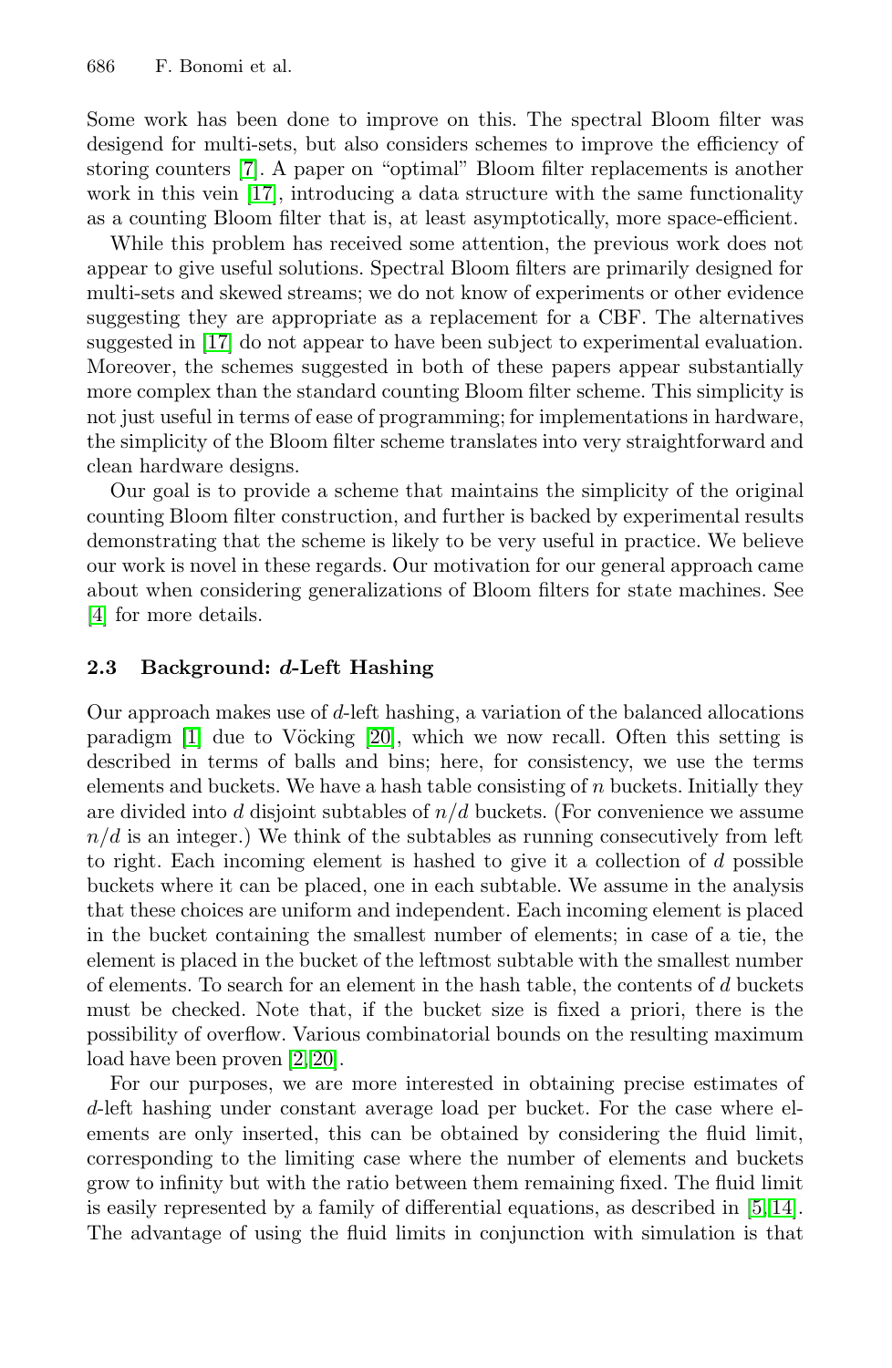Some work has been done to improve on this. The spectral Bloom filter was desigend for multi-sets, but also considers schemes to improve the efficiency of storing counters [7]. A paper on "optimal" Bloom filter replacements is another work in this vein [17], introducing a data structure with the same functionality as a counting Bloom filter that is, at least asymptotically, more space-efficient.

While this problem has received some attention, the previous work does not appear to give useful solutions. Spectral Bloom filters are primarily designed for multi-sets and skewed streams; we do not know of experiments or other evidence suggesting they are appropriate as a replacement for a CBF. The alternatives suggested in [17] do not appear to have been subject to experimental evaluation. Moreover, the schemes suggested in both of these papers appear substantially more complex than the standard counting Bloom filter scheme. This simplicity is not just useful in terms of ease of programming; for implementations in hardware, the simplicity of the Bloom filter scheme translates into very straightforward and clean hardware designs.

Our goal is to provide a scheme that maintains the simplicity of the original counting Bloom filter construction, and further is backed by experimental results demonstrating that the scheme is likely to be very useful in practice. We believe our work is novel in these regards. Our motivation for our general approach came about when considering generalizations of Bloom filters for state machines. See [4] for more details.

### 2.3 Background: *d*-Left Hashing

Our approach makes use of $d$-left hashing, a variation of the balanced allocations paradigm [1] due to Vöcking [20], which we now recall. Often this setting is described in terms of balls and bins; here, for consistency, we use the terms elements and buckets. We have a hash table consisting of $n$ buckets. Initially they are divided into $d$ disjoint subtables of $n/d$ buckets. (For convenience we assume $n/d$ is an integer.) We think of the subtables as running consecutively from left to right. Each incoming element is hashed to give it a collection of $d$ possible buckets where it can be placed, one in each subtable. We assume in the analysis that these choices are uniform and independent. Each incoming element is placed in the bucket containing the smallest number of elements; in case of a tie, the element is placed in the bucket of the leftmost subtable with the smallest number of elements. To search for an element in the hash table, the contents of $d$ buckets must be checked. Note that, if the bucket size is fixed a priori, there is the possibility of overflow. Various combinatorial bounds on the resulting maximum load have been proven [2,20].

For our purposes, we are more interested in obtaining precise estimates of $d$-left hashing under constant average load per bucket. For the case where elements are only inserted, this can be obtained by considering the fluid limit, corresponding to the limiting case where the number of elements and buckets grow to infinity but with the ratio between them remaining fixed. The fluid limit is easily represented by a family of differential equations, as described in [5,14]. The advantage of using the fluid limits in conjunction with simulation is that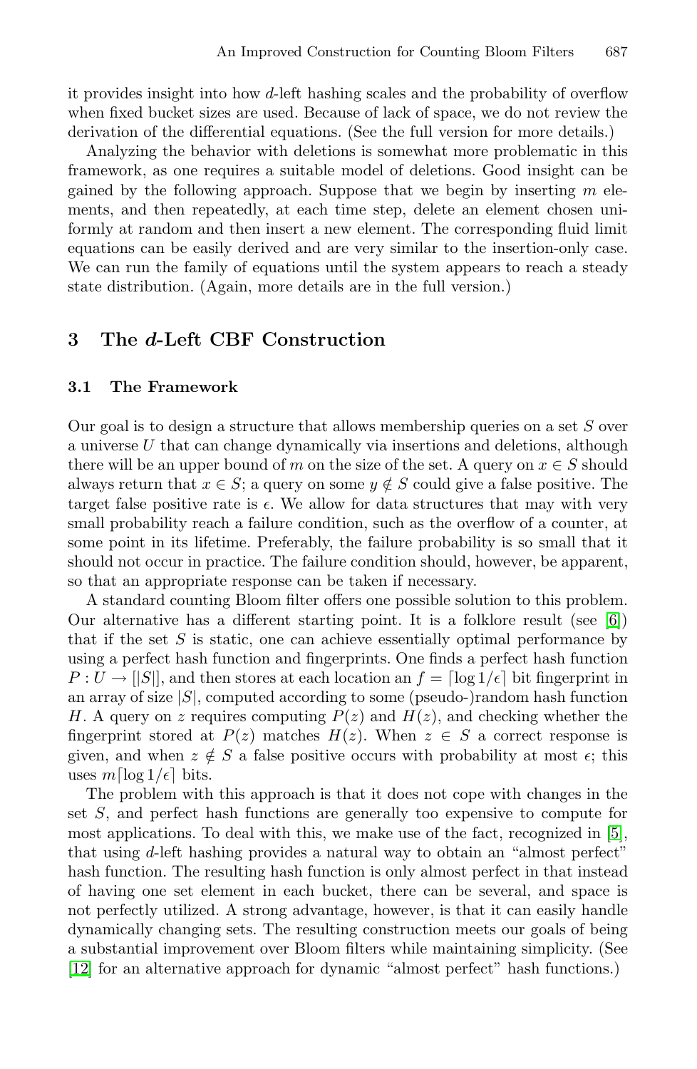it provides insight into how $d$-left hashing scales and the probability of overflow when fixed bucket sizes are used. Because of lack of space, we do not review the derivation of the differential equations. (See the full version for more details.)

Analyzing the behavior with deletions is somewhat more problematic in this framework, as one requires a suitable model of deletions. Good insight can be gained by the following approach. Suppose that we begin by inserting $m$ elements, and then repeatedly, at each time step, delete an element chosen uniformly at random and then insert a new element. The corresponding fluid limit equations can be easily derived and are very similar to the insertion-only case. We can run the family of equations until the system appears to reach a steady state distribution. (Again, more details are in the full version.)

## 3 The *d*-Left CBF Construction

### 3.1 The Framework

Our goal is to design a structure that allows membership queries on a set $S$ over a universe $U$ that can change dynamically via insertions and deletions, although there will be an upper bound of $m$ on the size of the set. A query on $x \in S$ should always return that $x \in S$; a query on some $y \notin S$ could give a false positive. The target false positive rate is $\epsilon$. We allow for data structures that may with very small probability reach a failure condition, such as the overflow of a counter, at some point in its lifetime. Preferably, the failure probability is so small that it should not occur in practice. The failure condition should, however, be apparent, so that an appropriate response can be taken if necessary.

A standard counting Bloom filter offers one possible solution to this problem. Our alternative has a different starting point. It is a folklore result (see [6]) that if the set $S$ is static, one can achieve essentially optimal performance by using a perfect hash function and fingerprints. One finds a perfect hash function $P : U \rightarrow [|S|]$, and then stores at each location an $f = \lceil \log 1/\epsilon \rceil$ bit fingerprint in an array of size $|S|$, computed according to some (pseudo-)random hash function $H$. A query on $z$ requires computing $P(z)$ and $H(z)$, and checking whether the fingerprint stored at $P(z)$ matches $H(z)$. When $z \in S$ a correct response is given, and when $z \notin S$ a false positive occurs with probability at most $\epsilon$; this uses $m\lceil \log 1/\epsilon \rceil$ bits.

The problem with this approach is that it does not cope with changes in the set $S$, and perfect hash functions are generally too expensive to compute for most applications. To deal with this, we make use of the fact, recognized in [5], that using $d$-left hashing provides a natural way to obtain an "almost perfect" hash function. The resulting hash function is only almost perfect in that instead of having one set element in each bucket, there can be several, and space is not perfectly utilized. A strong advantage, however, is that it can easily handle dynamically changing sets. The resulting construction meets our goals of being a substantial improvement over Bloom filters while maintaining simplicity. (See [12] for an alternative approach for dynamic "almost perfect" hash functions.)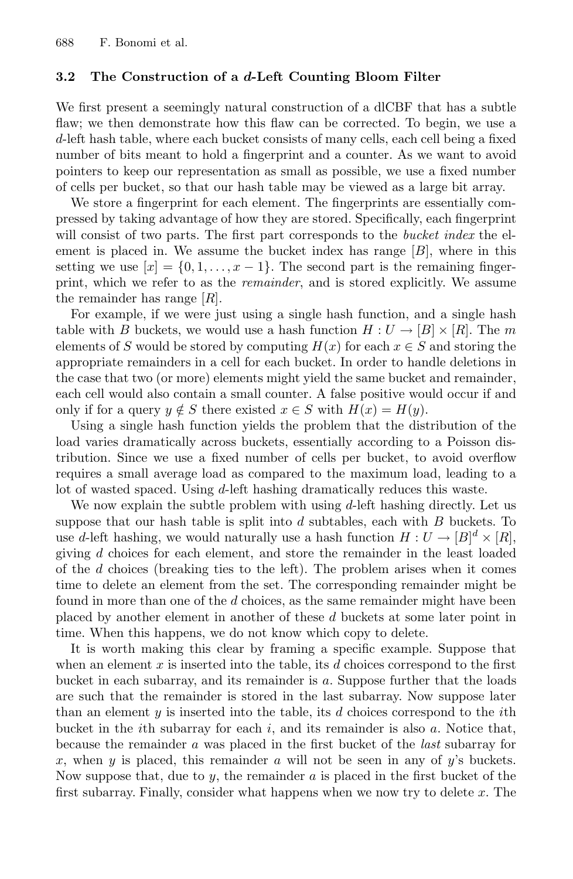### 3.2 The Construction of a $d$-Left Counting Bloom Filter

We first present a seemingly natural construction of a dlCBF that has a subtle flaw; we then demonstrate how this flaw can be corrected. To begin, we use a $d$-left hash table, where each bucket consists of many cells, each cell being a fixed number of bits meant to hold a fingerprint and a counter. As we want to avoid pointers to keep our representation as small as possible, we use a fixed number of cells per bucket, so that our hash table may be viewed as a large bit array.

We store a fingerprint for each element. The fingerprints are essentially compressed by taking advantage of how they are stored. Specifically, each fingerprint will consist of two parts. The first part corresponds to the *bucket index* the element is placed in. We assume the bucket index has range $[B]$, where in this setting we use $[x] = \{0, 1, \ldots, x-1\}$. The second part is the remaining fingerprint, which we refer to as the *remainder*, and is stored explicitly. We assume the remainder has range $[R]$.

For example, if we were just using a single hash function, and a single hash table with $B$ buckets, we would use a hash function $H : U \rightarrow [B] \times [R]$. The $m$ elements of $S$ would be stored by computing $H(x)$ for each $x \in S$ and storing the appropriate remainders in a cell for each bucket. In order to handle deletions in the case that two (or more) elements might yield the same bucket and remainder, each cell would also contain a small counter. A false positive would occur if and only if for a query $y \notin S$ there existed $x \in S$ with $H(x) = H(y)$.

Using a single hash function yields the problem that the distribution of the load varies dramatically across buckets, essentially according to a Poisson distribution. Since we use a fixed number of cells per bucket, to avoid overflow requires a small average load as compared to the maximum load, leading to a lot of wasted spaced. Using $d$-left hashing dramatically reduces this waste.

We now explain the subtle problem with using $d$-left hashing directly. Let us suppose that our hash table is split into $d$ subtables, each with $B$ buckets. To use $d$-left hashing, we would naturally use a hash function $H : U \rightarrow [B]^d \times [R]$, giving $d$ choices for each element, and store the remainder in the least loaded of the $d$ choices (breaking ties to the left). The problem arises when it comes time to delete an element from the set. The corresponding remainder might be found in more than one of the $d$ choices, as the same remainder might have been placed by another element in another of these $d$ buckets at some later point in time. When this happens, we do not know which copy to delete.

It is worth making this clear by framing a specific example. Suppose that when an element $x$ is inserted into the table, its $d$ choices correspond to the first bucket in each subarray, and its remainder is $a$. Suppose further that the loads are such that the remainder is stored in the last subarray. Now suppose later than an element $y$ is inserted into the table, its $d$ choices correspond to the $i$th bucket in the $i$th subarray for each $i$, and its remainder is also $a$. Notice that, because the remainder $a$ was placed in the first bucket of the *last* subarray for $x$, when $y$ is placed, this remainder $a$ will not be seen in any of $y$'s buckets. Now suppose that, due to $y$, the remainder $a$ is placed in the first bucket of the first subarray. Finally, consider what happens when we now try to delete $x$. The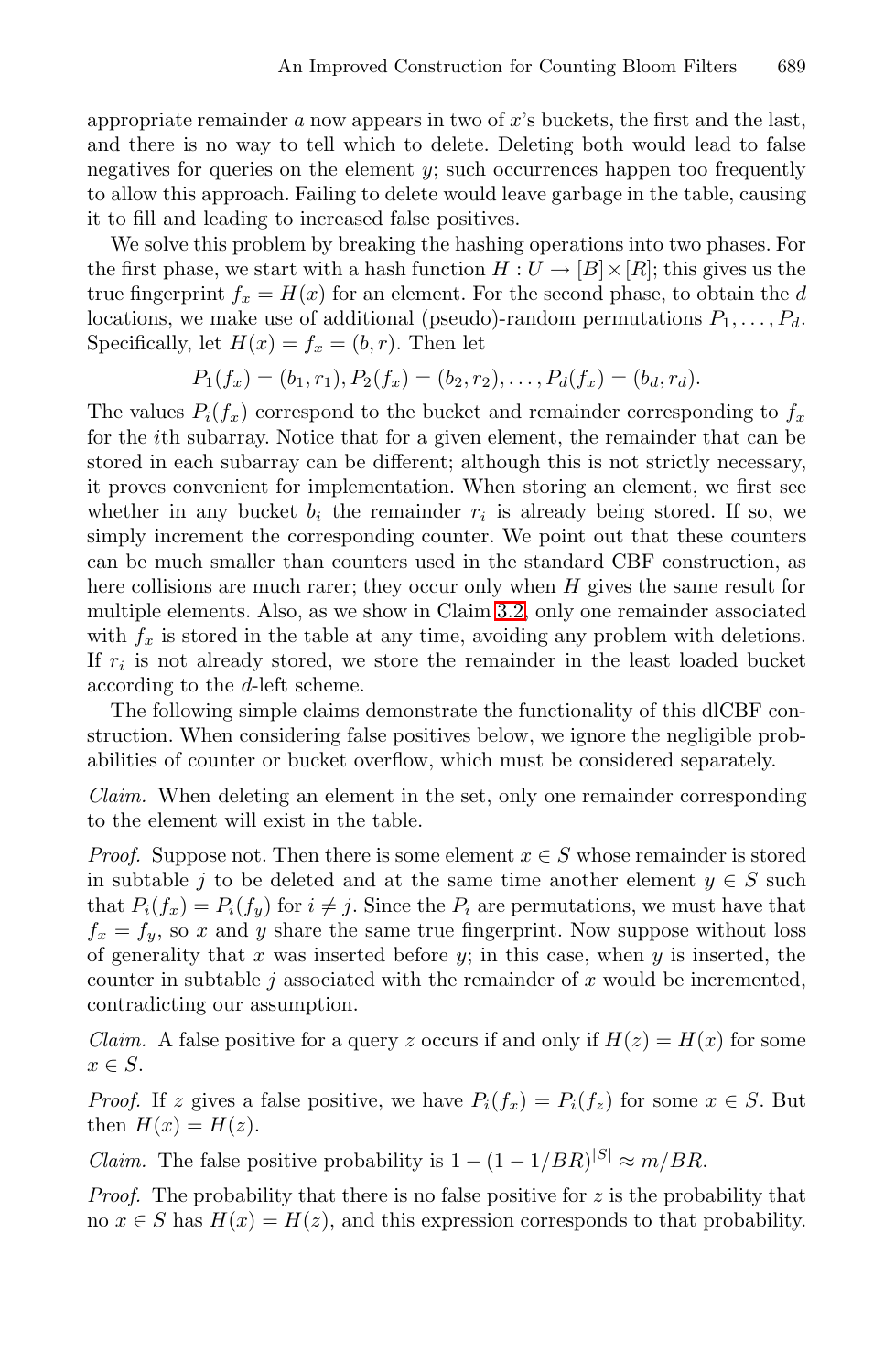appropriate remainder $a$ now appears in two of $x$'s buckets, the first and the last, and there is no way to tell which to delete. Deleting both would lead to false negatives for queries on the element $y$; such occurrences happen too frequently to allow this approach. Failing to delete would leave garbage in the table, causing it to fill and leading to increased false positives.

We solve this problem by breaking the hashing operations into two phases. For the first phase, we start with a hash function $H : U \to [B] \times [R]$; this gives us the true fingerprint $f_x = H(x)$ for an element. For the second phase, to obtain the $d$ locations, we make use of additional (pseudo)-random permutations $P_1, \ldots, P_d$. Specifically, let $H(x) = f_x = (b, r)$. Then let

$$P_1(f_x) = (b_1, r_1), P_2(f_x) = (b_2, r_2), \ldots, P_d(f_x) = (b_d, r_d).$$

The values $P_i(f_x)$ correspond to the bucket and remainder corresponding to $f_x$ for the $i$th subarray. Notice that for a given element, the remainder that can be stored in each subarray can be different; although this is not strictly necessary, it proves convenient for implementation. When storing an element, we first see whether in any bucket $b_i$ the remainder $r_i$ is already being stored. If so, we simply increment the corresponding counter. We point out that these counters can be much smaller than counters used in the standard CBF construction, as here collisions are much rarer; they occur only when $H$ gives the same result for multiple elements. Also, as we show in Claim 3.2, only one remainder associated with $f_x$ is stored in the table at any time, avoiding any problem with deletions. If $r_i$ is not already stored, we store the remainder in the least loaded bucket according to the $d$-left scheme.

The following simple claims demonstrate the functionality of this dlCBF construction. When considering false positives below, we ignore the negligible probabilities of counter or bucket overflow, which must be considered separately.

*Claim.* When deleting an element in the set, only one remainder corresponding to the element will exist in the table.

*Proof.* Suppose not. Then there is some element $x \in S$ whose remainder is stored in subtable $j$ to be deleted and at the same time another element $y \in S$ such that $P_i(f_x) = P_i(f_y)$ for $i \neq j$. Since the $P_i$ are permutations, we must have that $f_x = f_y$, so $x$ and $y$ share the same true fingerprint. Now suppose without loss of generality that $x$ was inserted before $y$; in this case, when $y$ is inserted, the counter in subtable $j$ associated with the remainder of $x$ would be incremented, contradicting our assumption.

*Claim.* A false positive for a query $z$ occurs if and only if $H(z) = H(x)$ for some $x \in S$.

*Proof.* If $z$ gives a false positive, we have $P_i(f_x) = P_i(f_z)$ for some $x \in S$. But then $H(x) = H(z)$.

*Claim.* The false positive probability is $1 - (1 - 1/BR)^{|S|} \approx m/BR$.

*Proof.* The probability that there is no false positive for $z$ is the probability that no $x \in S$ has $H(x) = H(z)$, and this expression corresponds to that probability.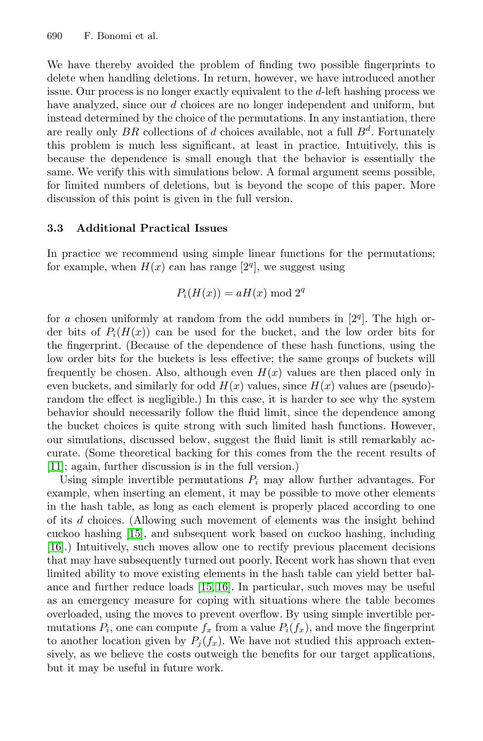We have thereby avoided the problem of finding two possible fingerprints to delete when handling deletions. In return, however, we have introduced another issue. Our process is no longer exactly equivalent to the $d$-left hashing process we have analyzed, since our $d$ choices are no longer independent and uniform, but instead determined by the choice of the permutations. In any instantiation, there are really only $BR$ collections of $d$ choices available, not a full $B^d$. Fortunately this problem is much less significant, at least in practice. Intuitively, this is because the dependence is small enough that the behavior is essentially the same. We verify this with simulations below. A formal argument seems possible, for limited numbers of deletions, but is beyond the scope of this paper. More discussion of this point is given in the full version.

### 3.3 Additional Practical Issues

In practice we recommend using simple linear functions for the permutations; for example, when $H(x)$ can has range $[2^q]$, we suggest using

$$P_i(H(x)) = aH(x) \bmod 2^q$$

for $a$ chosen uniformly at random from the odd numbers in $[2^q]$. The high order bits of $P_i(H(x))$ can be used for the bucket, and the low order bits for the fingerprint. (Because of the dependence of these hash functions, using the low order bits for the buckets is less effective; the same groups of buckets will frequently be chosen. Also, although even $H(x)$ values are then placed only in even buckets, and similarly for odd $H(x)$ values, since $H(x)$ values are (pseudo)-random the effect is negligible.) In this case, it is harder to see why the system behavior should necessarily follow the fluid limit, since the dependence among the bucket choices is quite strong with such limited hash functions. However, our simulations, discussed below, suggest the fluid limit is still remarkably accurate. (Some theoretical backing for this comes from the the recent results of [11]; again, further discussion is in the full version.)

Using simple invertible permutations $P_i$ may allow further advantages. For example, when inserting an element, it may be possible to move other elements in the hash table, as long as each element is properly placed according to one of its $d$ choices. (Allowing such movement of elements was the insight behind cuckoo hashing [15], and subsequent work based on cuckoo hashing, including [16].) Intuitively, such moves allow one to rectify previous placement decisions that may have subsequently turned out poorly. Recent work has shown that even limited ability to move existing elements in the hash table can yield better balance and further reduce loads [15, 16]. In particular, such moves may be useful as an emergency measure for coping with situations where the table becomes overloaded, using the moves to prevent overflow. By using simple invertible permutations $P_i$, one can compute $f_x$ from a value $P_i(f_x)$, and move the fingerprint to another location given by $P_j(f_x)$. We have not studied this approach extensively, as we believe the costs outweigh the benefits for our target applications, but it may be useful in future work.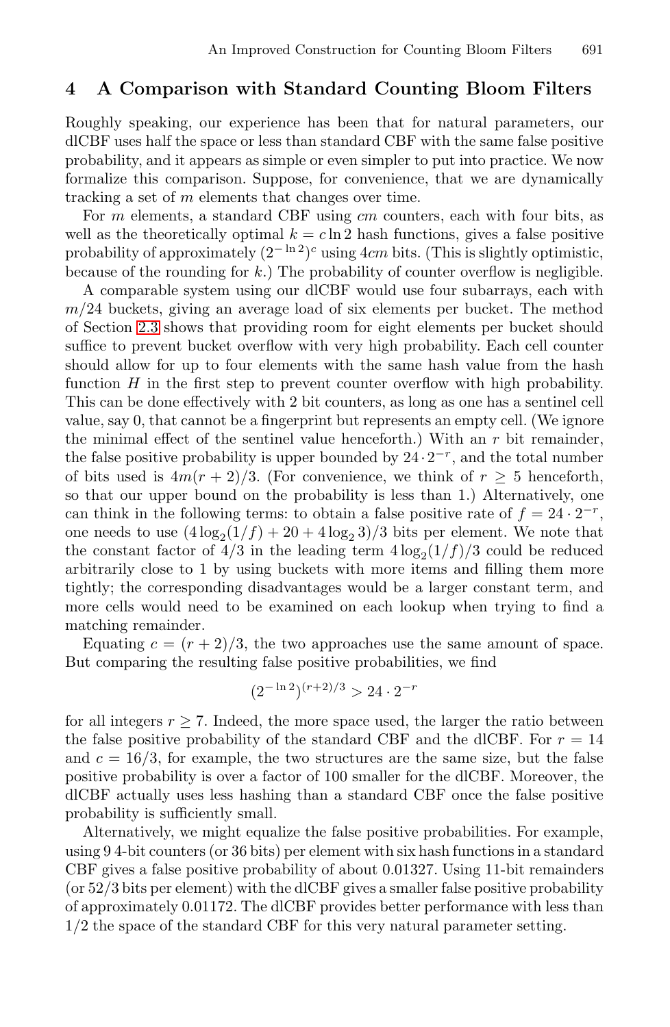## 4 A Comparison with Standard Counting Bloom Filters

Roughly speaking, our experience has been that for natural parameters, our dlCBF uses half the space or less than standard CBF with the same false positive probability, and it appears as simple or even simpler to put into practice. We now formalize this comparison. Suppose, for convenience, that we are dynamically tracking a set of $m$ elements that changes over time.

For $m$ elements, a standard CBF using $cm$ counters, each with four bits, as well as the theoretically optimal $k = c \ln 2$ hash functions, gives a false positive probability of approximately $(2^{-\ln 2})^c$ using $4cm$ bits. (This is slightly optimistic, because of the rounding for $k$.) The probability of counter overflow is negligible.

A comparable system using our dlCBF would use four subarrays, each with $m/24$ buckets, giving an average load of six elements per bucket. The method of Section 2.3 shows that providing room for eight elements per bucket should suffice to prevent bucket overflow with very high probability. Each cell counter should allow for up to four elements with the same hash value from the hash function $H$ in the first step to prevent counter overflow with high probability. This can be done effectively with 2 bit counters, as long as one has a sentinel cell value, say 0, that cannot be a fingerprint but represents an empty cell. (We ignore the minimal effect of the sentinel value henceforth.) With an $r$ bit remainder, the false positive probability is upper bounded by $24 \cdot 2^{-r}$, and the total number of bits used is $4m(r + 2)/3$. (For convenience, we think of $r \geq 5$ henceforth, so that our upper bound on the probability is less than 1.) Alternatively, one can think in the following terms: to obtain a false positive rate of $f = 24 \cdot 2^{-r}$, one needs to use $(4 \log_2(1/f) + 20 + 4 \log_2 3)/3$ bits per element. We note that the constant factor of 4/3 in the leading term $4 \log_2(1/f)/3$ could be reduced arbitrarily close to 1 by using buckets with more items and filling them more tightly; the corresponding disadvantages would be a larger constant term, and more cells would need to be examined on each lookup when trying to find a matching remainder.

Equating $c = (r + 2)/3$, the two approaches use the same amount of space. But comparing the resulting false positive probabilities, we find

$$(2^{-\ln 2})^{(r+2)/3} > 24 \cdot 2^{-r}$$

for all integers $r \geq 7$. Indeed, the more space used, the larger the ratio between the false positive probability of the standard CBF and the dlCBF. For $r = 14$ and $c = 16/3$, for example, the two structures are the same size, but the false positive probability is over a factor of 100 smaller for the dlCBF. Moreover, the dlCBF actually uses less hashing than a standard CBF once the false positive probability is sufficiently small.

Alternatively, we might equalize the false positive probabilities. For example, using 9 4-bit counters (or 36 bits) per element with six hash functions in a standard CBF gives a false positive probability of about 0.01327. Using 11-bit remainders (or 52/3 bits per element) with the dlCBF gives a smaller false positive probability of approximately 0.01172. The dlCBF provides better performance with less than 1/2 the space of the standard CBF for this very natural parameter setting.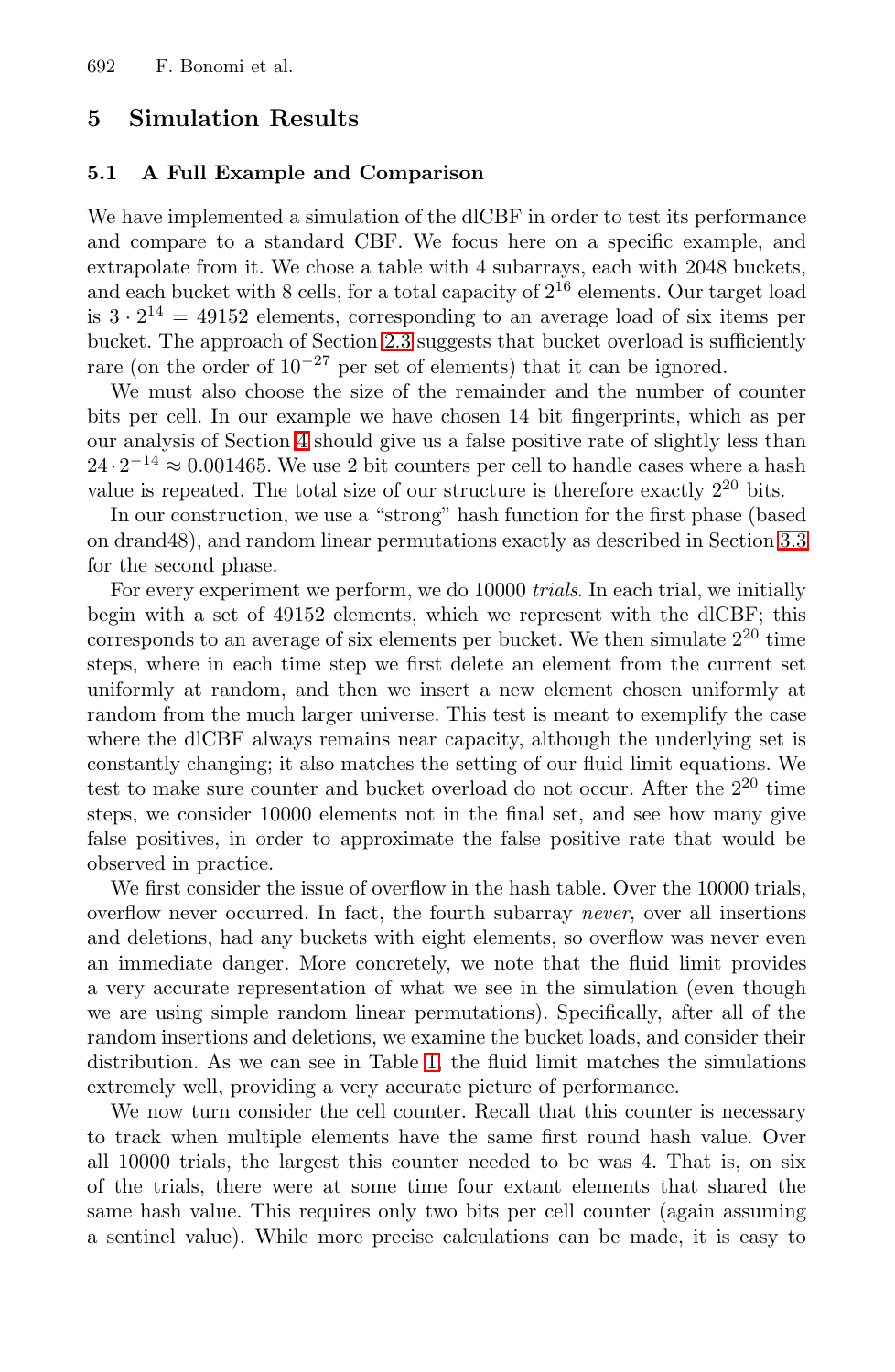## 5 Simulation Results

### 5.1 A Full Example and Comparison

We have implemented a simulation of the dlCBF in order to test its performance and compare to a standard CBF. We focus here on a specific example, and extrapolate from it. We chose a table with 4 subarrays, each with 2048 buckets, and each bucket with 8 cells, for a total capacity of $2^{16}$ elements. Our target load is $3 \cdot 2^{14} = 49152$ elements, corresponding to an average load of six items per bucket. The approach of Section 2.3 suggests that bucket overload is sufficiently rare (on the order of $10^{-27}$ per set of elements) that it can be ignored.

We must also choose the size of the remainder and the number of counter bits per cell. In our example we have chosen 14 bit fingerprints, which as per our analysis of Section 4 should give us a false positive rate of slightly less than $24 \cdot 2^{-14} \approx 0.001465$. We use 2 bit counters per cell to handle cases where a hash value is repeated. The total size of our structure is therefore exactly $2^{20}$ bits.

In our construction, we use a "strong" hash function for the first phase (based on drand48), and random linear permutations exactly as described in Section 3.3 for the second phase.

For every experiment we perform, we do 10000 *trials*. In each trial, we initially begin with a set of 49152 elements, which we represent with the dlCBF; this corresponds to an average of six elements per bucket. We then simulate $2^{20}$ time steps, where in each time step we first delete an element from the current set uniformly at random, and then we insert a new element chosen uniformly at random from the much larger universe. This test is meant to exemplify the case where the dlCBF always remains near capacity, although the underlying set is constantly changing; it also matches the setting of our fluid limit equations. We test to make sure counter and bucket overload do not occur. After the $2^{20}$ time steps, we consider 10000 elements not in the final set, and see how many give false positives, in order to approximate the false positive rate that would be observed in practice.

We first consider the issue of overflow in the hash table. Over the 10000 trials, overflow never occurred. In fact, the fourth subarray *never*, over all insertions and deletions, had any buckets with eight elements, so overflow was never even an immediate danger. More concretely, we note that the fluid limit provides a very accurate representation of what we see in the simulation (even though we are using simple random linear permutations). Specifically, after all of the random insertions and deletions, we examine the bucket loads, and consider their distribution. As we can see in Table 1, the fluid limit matches the simulations extremely well, providing a very accurate picture of performance.

We now turn consider the cell counter. Recall that this counter is necessary to track when multiple elements have the same first round hash value. Over all 10000 trials, the largest this counter needed to be was 4. That is, on six of the trials, there were at some time four extant elements that shared the same hash value. This requires only two bits per cell counter (again assuming a sentinel value). While more precise calculations can be made, it is easy to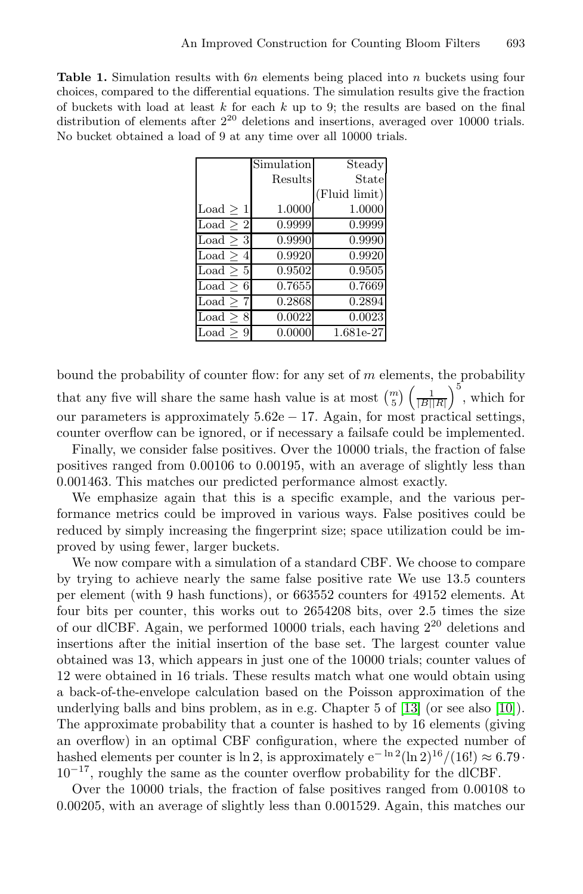**Table 1.** Simulation results with $6n$ elements being placed into $n$ buckets using four choices, compared to the differential equations. The simulation results give the fraction of buckets with load at least $k$ for each $k$ up to 9; the results are based on the final distribution of elements after $2^{20}$ deletions and insertions, averaged over 10000 trials. No bucket obtained a load of 9 at any time over all 10000 trials.

| | Simulation Results | Steady State (Fluid limit) |
|---|---|---|
| Load $\geq$ 1 | 1.0000 | 1.0000 |
| Load $\geq$ 2 | 0.9999 | 0.9999 |
| Load $\geq$ 3 | 0.9990 | 0.9990 |
| Load $\geq$ 4 | 0.9920 | 0.9920 |
| Load $\geq$ 5 | 0.9502 | 0.9505 |
| Load $\geq$ 6 | 0.7655 | 0.7669 |
| Load $\geq$ 7 | 0.2868 | 0.2894 |
| Load $\geq$ 8 | 0.0022 | 0.0023 |
| Load $\geq$ 9 | 0.0000 | 1.681e-27 |

bound the probability of counter flow: for any set of $m$ elements, the probability that any five will share the same hash value is at most $\binom{m}{5}\left(\frac{1}{|B||R|}\right)^5$, which for our parameters is approximately $5.62\mathrm{e}-17$. Again, for most practical settings, counter overflow can be ignored, or if necessary a failsafe could be implemented.

Finally, we consider false positives. Over the 10000 trials, the fraction of false positives ranged from 0.00106 to 0.00195, with an average of slightly less than 0.001463. This matches our predicted performance almost exactly.

We emphasize again that this is a specific example, and the various performance metrics could be improved in various ways. False positives could be reduced by simply increasing the fingerprint size; space utilization could be improved by using fewer, larger buckets.

We now compare with a simulation of a standard CBF. We choose to compare by trying to achieve nearly the same false positive rate We use 13.5 counters per element (with 9 hash functions), or 663552 counters for 49152 elements. At four bits per counter, this works out to 2654208 bits, over 2.5 times the size of our dlCBF. Again, we performed 10000 trials, each having $2^{20}$ deletions and insertions after the initial insertion of the base set. The largest counter value obtained was 13, which appears in just one of the 10000 trials; counter values of 12 were obtained in 16 trials. These results match what one would obtain using a back-of-the-envelope calculation based on the Poisson approximation of the underlying balls and bins problem, as in e.g. Chapter 5 of [13] (or see also [10]). The approximate probability that a counter is hashed to by 16 elements (giving an overflow) in an optimal CBF configuration, where the expected number of hashed elements per counter is $\ln 2$, is approximately $\mathrm{e}^{-\ln 2}(\ln 2)^{16}/(16!) \approx 6.79 \cdot 10^{-17}$, roughly the same as the counter overflow probability for the dlCBF.

Over the 10000 trials, the fraction of false positives ranged from 0.00108 to 0.00205, with an average of slightly less than 0.001529. Again, this matches our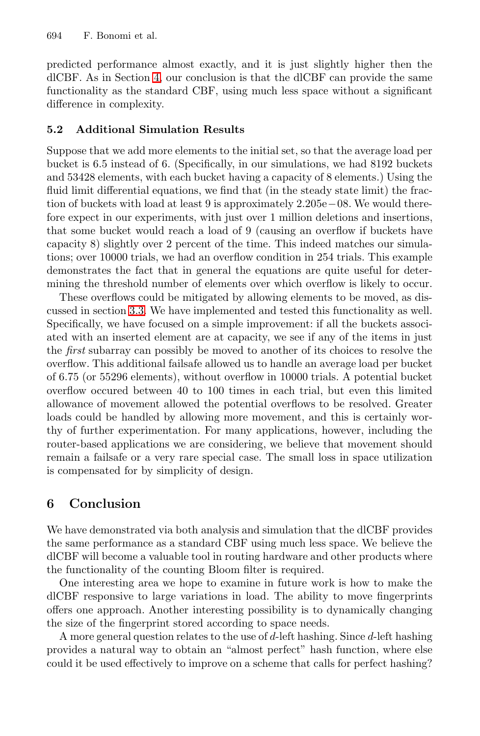predicted performance almost exactly, and it is just slightly higher then the dlCBF. As in Section 4, our conclusion is that the dlCBF can provide the same functionality as the standard CBF, using much less space without a significant difference in complexity.

### 5.2 Additional Simulation Results

Suppose that we add more elements to the initial set, so that the average load per bucket is 6.5 instead of 6. (Specifically, in our simulations, we had 8192 buckets and 53428 elements, with each bucket having a capacity of 8 elements.) Using the fluid limit differential equations, we find that (in the steady state limit) the fraction of buckets with load at least 9 is approximately 2.205e−08. We would therefore expect in our experiments, with just over 1 million deletions and insertions, that some bucket would reach a load of 9 (causing an overflow if buckets have capacity 8) slightly over 2 percent of the time. This indeed matches our simulations; over 10000 trials, we had an overflow condition in 254 trials. This example demonstrates the fact that in general the equations are quite useful for determining the threshold number of elements over which overflow is likely to occur.

These overflows could be mitigated by allowing elements to be moved, as discussed in section 3.3. We have implemented and tested this functionality as well. Specifically, we have focused on a simple improvement: if all the buckets associated with an inserted element are at capacity, we see if any of the items in just the *first* subarray can possibly be moved to another of its choices to resolve the overflow. This additional failsafe allowed us to handle an average load per bucket of 6.75 (or 55296 elements), without overflow in 10000 trials. A potential bucket overflow occured between 40 to 100 times in each trial, but even this limited allowance of movement allowed the potential overflows to be resolved. Greater loads could be handled by allowing more movement, and this is certainly worthy of further experimentation. For many applications, however, including the router-based applications we are considering, we believe that movement should remain a failsafe or a very rare special case. The small loss in space utilization is compensated for by simplicity of design.

## 6 Conclusion

We have demonstrated via both analysis and simulation that the dlCBF provides the same performance as a standard CBF using much less space. We believe the dlCBF will become a valuable tool in routing hardware and other products where the functionality of the counting Bloom filter is required.

One interesting area we hope to examine in future work is how to make the dlCBF responsive to large variations in load. The ability to move fingerprints offers one approach. Another interesting possibility is to dynamically changing the size of the fingerprint stored according to space needs.

A more general question relates to the use of $d$-left hashing. Since $d$-left hashing provides a natural way to obtain an "almost perfect" hash function, where else could it be used effectively to improve on a scheme that calls for perfect hashing?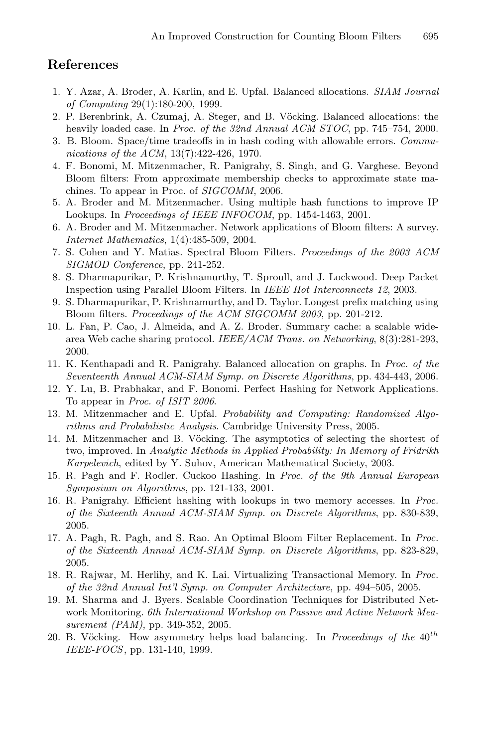## References

1. Y. Azar, A. Broder, A. Karlin, and E. Upfal. Balanced allocations. *SIAM Journal of Computing* 29(1):180-200, 1999.
2. P. Berenbrink, A. Czumaj, A. Steger, and B. Vöcking. Balanced allocations: the heavily loaded case. In *Proc. of the 32nd Annual ACM STOC*, pp. 745–754, 2000.
3. B. Bloom. Space/time tradeoffs in in hash coding with allowable errors. *Communications of the ACM*, 13(7):422-426, 1970.
4. F. Bonomi, M. Mitzenmacher, R. Panigrahy, S. Singh, and G. Varghese. Beyond Bloom filters: From approximate membership checks to approximate state machines. To appear in Proc. of *SIGCOMM*, 2006.
5. A. Broder and M. Mitzenmacher. Using multiple hash functions to improve IP Lookups. In *Proceedings of IEEE INFOCOM*, pp. 1454-1463, 2001.
6. A. Broder and M. Mitzenmacher. Network applications of Bloom filters: A survey. *Internet Mathematics*, 1(4):485-509, 2004.
7. S. Cohen and Y. Matias. Spectral Bloom Filters. *Proceedings of the 2003 ACM SIGMOD Conference*, pp. 241-252.
8. S. Dharmapurikar, P. Krishnamurthy, T. Sproull, and J. Lockwood. Deep Packet Inspection using Parallel Bloom Filters. In *IEEE Hot Interconnects 12*, 2003.
9. S. Dharmapurikar, P. Krishnamurthy, and D. Taylor. Longest prefix matching using Bloom filters. *Proceedings of the ACM SIGCOMM 2003*, pp. 201-212.
10. L. Fan, P. Cao, J. Almeida, and A. Z. Broder. Summary cache: a scalable wide-area Web cache sharing protocol. *IEEE/ACM Trans. on Networking*, 8(3):281-293, 2000.
11. K. Kenthapadi and R. Panigrahy. Balanced allocation on graphs. In *Proc. of the Seventeenth Annual ACM-SIAM Symp. on Discrete Algorithms*, pp. 434-443, 2006.
12. Y. Lu, B. Prabhakar, and F. Bonomi. Perfect Hashing for Network Applications. To appear in *Proc. of ISIT 2006*.
13. M. Mitzenmacher and E. Upfal. *Probability and Computing: Randomized Algorithms and Probabilistic Analysis*. Cambridge University Press, 2005.
14. M. Mitzenmacher and B. Vöcking. The asymptotics of selecting the shortest of two, improved. In *Analytic Methods in Applied Probability: In Memory of Fridrikh Karpelevich*, edited by Y. Suhov, American Mathematical Society, 2003.
15. R. Pagh and F. Rodler. Cuckoo Hashing. In *Proc. of the 9th Annual European Symposium on Algorithms*, pp. 121-133, 2001.
16. R. Panigrahy. Efficient hashing with lookups in two memory accesses. In *Proc. of the Sixteenth Annual ACM-SIAM Symp. on Discrete Algorithms*, pp. 830-839, 2005.
17. A. Pagh, R. Pagh, and S. Rao. An Optimal Bloom Filter Replacement. In *Proc. of the Sixteenth Annual ACM-SIAM Symp. on Discrete Algorithms*, pp. 823-829, 2005.
18. R. Rajwar, M. Herlihy, and K. Lai. Virtualizing Transactional Memory. In *Proc. of the 32nd Annual Int'l Symp. on Computer Architecture*, pp. 494–505, 2005.
19. M. Sharma and J. Byers. Scalable Coordination Techniques for Distributed Network Monitoring. *6th International Workshop on Passive and Active Network Measurement (PAM)*, pp. 349-352, 2005.
20. B. Vöcking. How asymmetry helps load balancing. In *Proceedings of the* $40^{th}$ *IEEE-FOCS*, pp. 131-140, 1999.